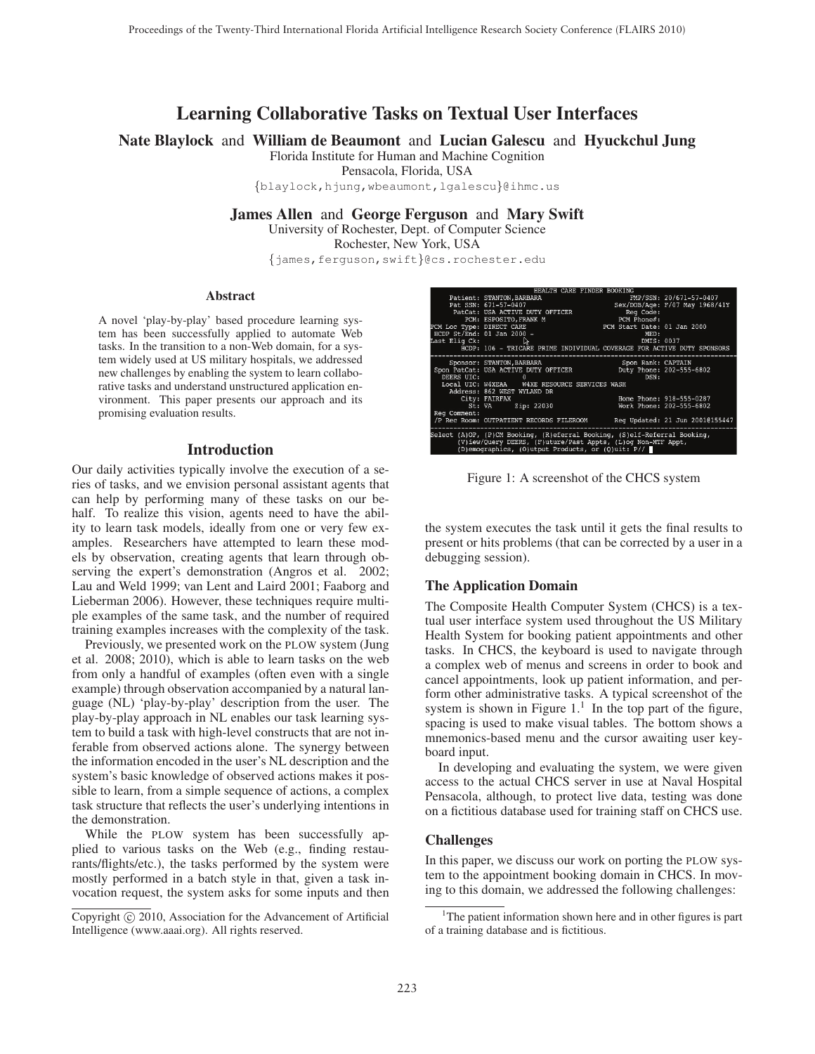# Learning Collaborative Tasks on Textual User Interfaces

**Nate Blaylock** and **William de Beaumont** and **Lucian Galescu** and **Hyuckchul Jung**
Florida Institute for Human and Machine Cognition
Pensacola, Florida, USA
{blaylock,hjung,wbeaumont,lgalescu}@ihmc.us

**James Allen** and **George Ferguson** and **Mary Swift**
University of Rochester, Dept. of Computer Science
Rochester, New York, USA
{james,ferguson,swift}@cs.rochester.edu

## Abstract

A novel 'play-by-play' based procedure learning system has been successfully applied to automate Web tasks. In the transition to a non-Web domain, for a system widely used at US military hospitals, we addressed new challenges by enabling the system to learn collaborative tasks and understand unstructured application environment. This paper presents our approach and its promising evaluation results.

## Introduction

Our daily activities typically involve the execution of a series of tasks, and we envision personal assistant agents that can help by performing many of these tasks on our behalf. To realize this vision, agents need to have the ability to learn task models, ideally from one or very few examples. Researchers have attempted to learn these models by observation, creating agents that learn through observing the expert's demonstration (Angros et al. 2002; Lau and Weld 1999; van Lent and Laird 2001; Faaborg and Lieberman 2006). However, these techniques require multiple examples of the same task, and the number of required training examples increases with the complexity of the task.

Previously, we presented work on the PLOW system (Jung et al. 2008; 2010), which is able to learn tasks on the web from only a handful of examples (often even with a single example) through observation accompanied by a natural language (NL) 'play-by-play' description from the user. The play-by-play approach in NL enables our task learning system to build a task with high-level constructs that are not inferable from observed actions alone. The synergy between the information encoded in the user's NL description and the system's basic knowledge of observed actions makes it possible to learn, from a simple sequence of actions, a complex task structure that reflects the user's underlying intentions in the demonstration.

While the PLOW system has been successfully applied to various tasks on the Web (e.g., finding restaurants/flights/etc.), the tasks performed by the system were mostly performed in a batch style in that, given a task invocation request, the system asks for some inputs and then the system executes the task until it gets the final results to present or hits problems (that can be corrected by a user in a debugging session).

```
                              HEALTH CARE FINDER BOOKING
       Patient: STANTON,BARBARA                          FMP/SSN: 20/671-57-0407
       Pat SSN: 671-57-0407                         Sex/DOB/Age: F/07 May 1968/41Y
        PatCat: USA ACTIVE DUTY OFFICER                 Reg Code:
           PCM: ESPOSITO,FRANK M                        PCM Phone#:
PCM Loc Type: DIRECT CARE                          PCM Start Date: 01 Jan 2000
 HCDP St/End: 01 Jan 2000 -                                   MED:
Last Elig Ck:                                                DMIS: 0037
          HCDP: 106 - TRICARE PRIME INDIVIDUAL COVERAGE FOR ACTIVE DUTY SPONSORS
--------------------------------------------------------------------------------
       Sponsor: STANTON,BARBARA                        Spon Rank: CAPTAIN
 Spon PatCat: USA ACTIVE DUTY OFFICER               Duty Phone: 202-555-6802
   DEERS UIC:       0                                      DSN:
   Local UIC: W4XEAA    W4XE RESOURCE SERVICES WASH
     Address: 862 WEST WYLAND DR
        City: FAIRFAX                               Home Phone: 918-555-0287
          St: VA       Zip: 22030                   Work Phone: 202-555-6802
 Reg Comment:
 /P Rec Room: OUTPATIENT RECORDS FILEROOM          Reg Updated: 21 Jun 2001@155447
--------------------------------------------------------------------------------
Select (A)OP, (P)CM Booking, (R)eferral Booking, (S)elf-Referral Booking,
       (V)iew/Query DEERS, (F)uture/Past Appts, (L)og Non-MTF Appt,
       (D)emographics, (O)utput Products, or (Q)uit: P//
```

Figure 1: A screenshot of the CHCS system

### The Application Domain

The Composite Health Computer System (CHCS) is a textual user interface system used throughout the US Military Health System for booking patient appointments and other tasks. In CHCS, the keyboard is used to navigate through a complex web of menus and screens in order to book and cancel appointments, look up patient information, and perform other administrative tasks. A typical screenshot of the system is shown in Figure 1.[1] In the top part of the figure, spacing is used to make visual tables. The bottom shows a mnemonics-based menu and the cursor awaiting user keyboard input.

In developing and evaluating the system, we were given access to the actual CHCS server in use at Naval Hospital Pensacola, although, to protect live data, testing was done on a fictitious database used for training staff on CHCS use.

### Challenges

In this paper, we discuss our work on porting the PLOW system to the appointment booking domain in CHCS. In moving to this domain, we addressed the following challenges:

[1] The patient information shown here and in other figures is part of a training database and is fictitious.

Copyright © 2010, Association for the Advancement of Artificial Intelligence (www.aaai.org). All rights reserved.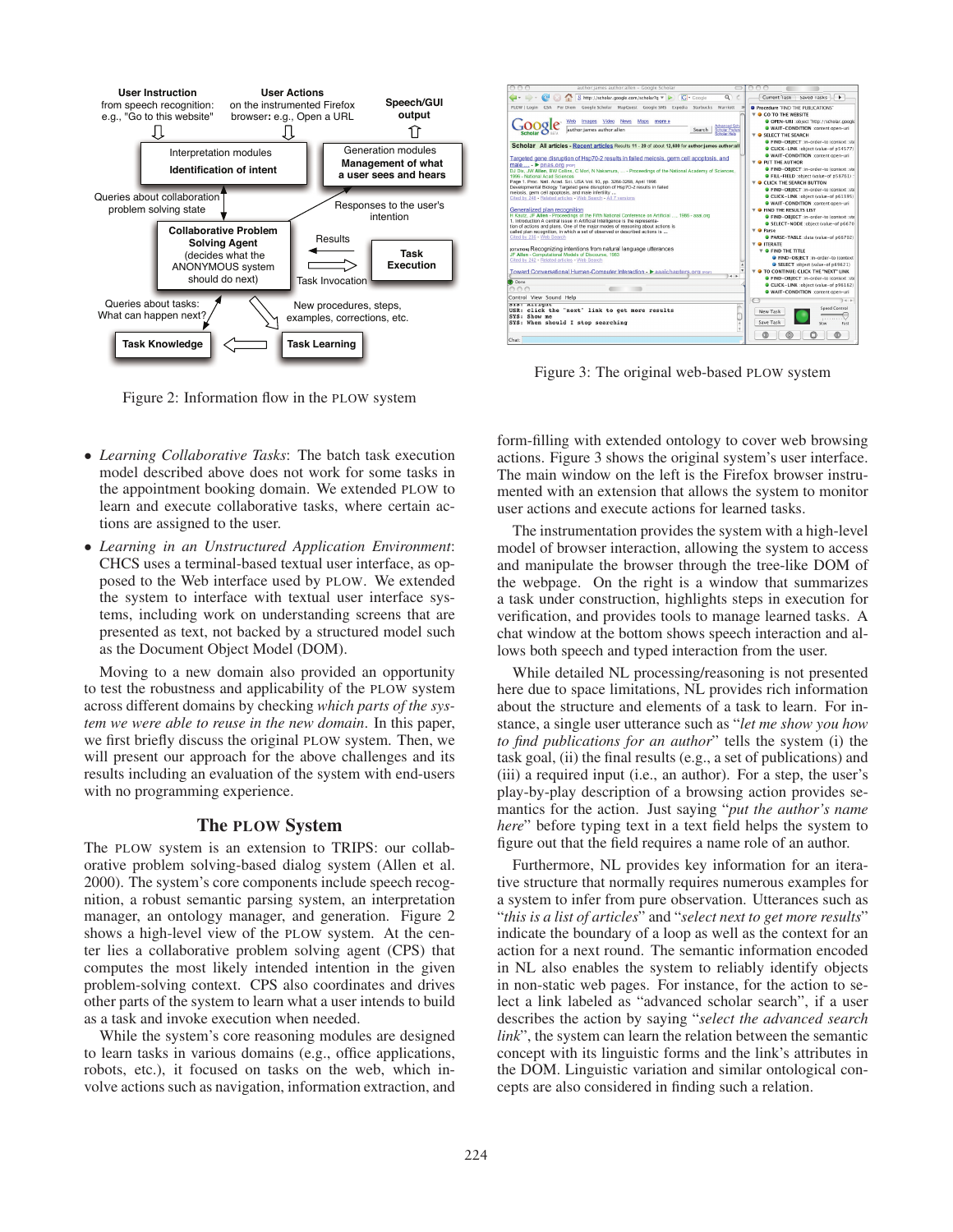Figure 2: Information flow in the PLOW system

Figure 3: The original web-based PLOW system

- *Learning Collaborative Tasks*: The batch task execution model described above does not work for some tasks in the appointment booking domain. We extended PLOW to learn and execute collaborative tasks, where certain actions are assigned to the user.
- *Learning in an Unstructured Application Environment*: CHCS uses a terminal-based textual user interface, as opposed to the Web interface used by PLOW. We extended the system to interface with textual user interface systems, including work on understanding screens that are presented as text, not backed by a structured model such as the Document Object Model (DOM).

Moving to a new domain also provided an opportunity to test the robustness and applicability of the PLOW system across different domains by checking *which parts of the system we were able to reuse in the new domain*. In this paper, we first briefly discuss the original PLOW system. Then, we will present our approach for the above challenges and its results including an evaluation of the system with end-users with no programming experience.

## The PLOW System

The PLOW system is an extension to TRIPS: our collaborative problem solving-based dialog system (Allen et al. 2000). The system's core components include speech recognition, a robust semantic parsing system, an interpretation manager, an ontology manager, and generation. Figure 2 shows a high-level view of the PLOW system. At the center lies a collaborative problem solving agent (CPS) that computes the most likely intended intention in the given problem-solving context. CPS also coordinates and drives other parts of the system to learn what a user intends to build as a task and invoke execution when needed.

While the system's core reasoning modules are designed to learn tasks in various domains (e.g., office applications, robots, etc.), it focused on tasks on the web, which involve actions such as navigation, information extraction, and form-filling with extended ontology to cover web browsing actions. Figure 3 shows the original system's user interface. The main window on the left is the Firefox browser instrumented with an extension that allows the system to monitor user actions and execute actions for learned tasks.

The instrumentation provides the system with a high-level model of browser interaction, allowing the system to access and manipulate the browser through the tree-like DOM of the webpage. On the right is a window that summarizes a task under construction, highlights steps in execution for verification, and provides tools to manage learned tasks. A chat window at the bottom shows speech interaction and allows both speech and typed interaction from the user.

While detailed NL processing/reasoning is not presented here due to space limitations, NL provides rich information about the structure and elements of a task to learn. For instance, a single user utterance such as "*let me show you how to find publications for an author*" tells the system (i) the task goal, (ii) the final results (e.g., a set of publications) and (iii) a required input (i.e., an author). For a step, the user's play-by-play description of a browsing action provides semantics for the action. Just saying "*put the author's name here*" before typing text in a text field helps the system to figure out that the field requires a name role of an author.

Furthermore, NL provides key information for an iterative structure that normally requires numerous examples for a system to infer from pure observation. Utterances such as "*this is a list of articles*" and "*select next to get more results*" indicate the boundary of a loop as well as the context for an action for a next round. The semantic information encoded in NL also enables the system to reliably identify objects in non-static web pages. For instance, for the action to select a link labeled as "advanced scholar search", if a user describes the action by saying "*select the advanced search link*", the system can learn the relation between the semantic concept with its linguistic forms and the link's attributes in the DOM. Linguistic variation and similar ontological concepts are also considered in finding such a relation.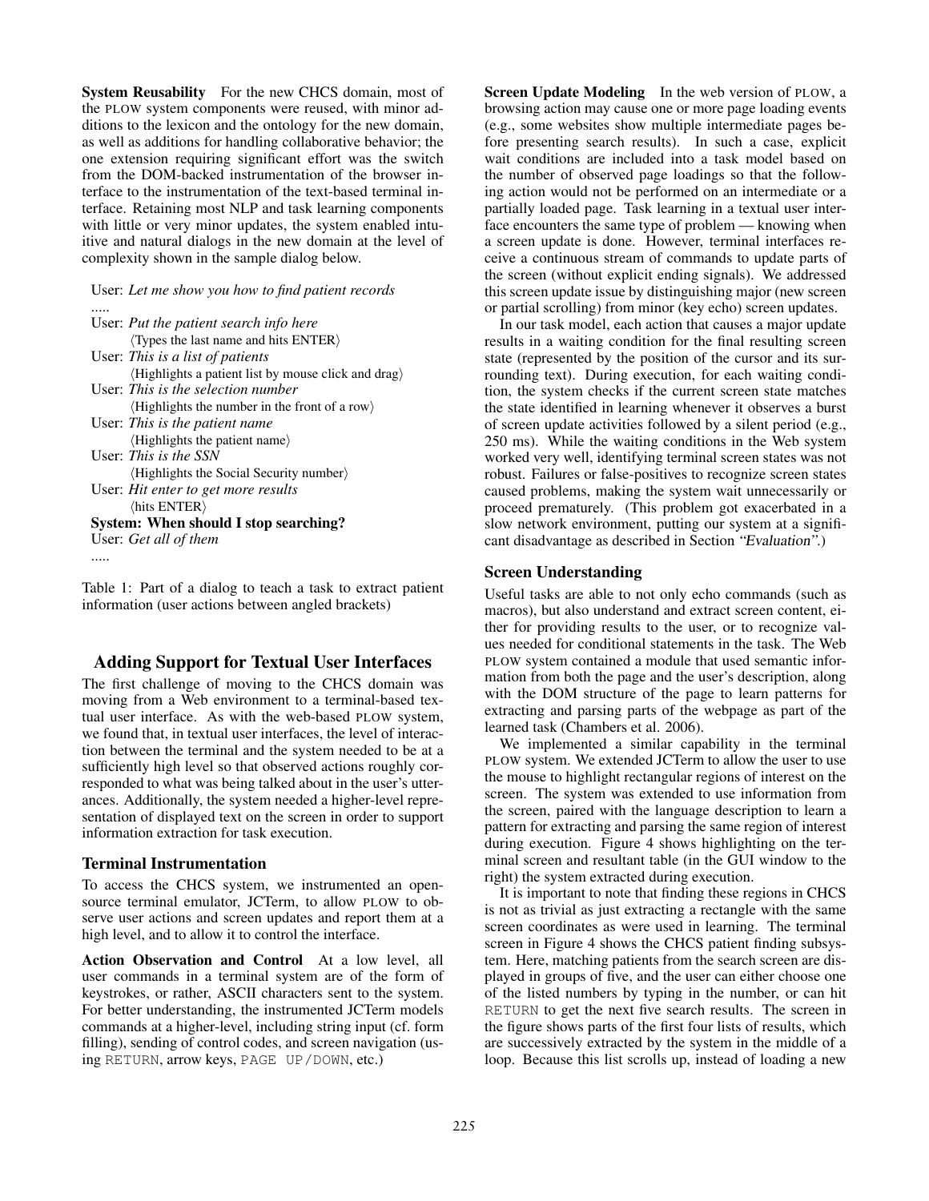**System Reusability** For the new CHCS domain, most of the PLOW system components were reused, with minor additions to the lexicon and the ontology for the new domain, as well as additions for handling collaborative behavior; the one extension requiring significant effort was the switch from the DOM-backed instrumentation of the browser interface to the instrumentation of the text-based terminal interface. Retaining most NLP and task learning components with little or very minor updates, the system enabled intuitive and natural dialogs in the new domain at the level of complexity shown in the sample dialog below.

User: *Let me show you how to find patient records*
.....
User: *Put the patient search info here*
⟨Types the last name and hits ENTER⟩
User: *This is a list of patients*
⟨Highlights a patient list by mouse click and drag⟩
User: *This is the selection number*
⟨Highlights the number in the front of a row⟩
User: *This is the patient name*
⟨Highlights the patient name⟩
User: *This is the SSN*
⟨Highlights the Social Security number⟩
User: *Hit enter to get more results*
⟨hits ENTER⟩
**System: When should I stop searching?**
User: *Get all of them*
.....

Table 1: Part of a dialog to teach a task to extract patient information (user actions between angled brackets)

## Adding Support for Textual User Interfaces

The first challenge of moving to the CHCS domain was moving from a Web environment to a terminal-based textual user interface. As with the web-based PLOW system, we found that, in textual user interfaces, the level of interaction between the terminal and the system needed to be at a sufficiently high level so that observed actions roughly corresponded to what was being talked about in the user's utterances. Additionally, the system needed a higher-level representation of displayed text on the screen in order to support information extraction for task execution.

### Terminal Instrumentation

To access the CHCS system, we instrumented an open-source terminal emulator, JCTerm, to allow PLOW to observe user actions and screen updates and report them at a high level, and to allow it to control the interface.

**Action Observation and Control** At a low level, all user commands in a terminal system are of the form of keystrokes, or rather, ASCII characters sent to the system. For better understanding, the instrumented JCTerm models commands at a higher-level, including string input (cf. form filling), sending of control codes, and screen navigation (using `RETURN`, arrow keys, `PAGE UP/DOWN`, etc.)

**Screen Update Modeling** In the web version of PLOW, a browsing action may cause one or more page loading events (e.g., some websites show multiple intermediate pages before presenting search results). In such a case, explicit wait conditions are included into a task model based on the number of observed page loadings so that the following action would not be performed on an intermediate or a partially loaded page. Task learning in a textual user interface encounters the same type of problem — knowing when a screen update is done. However, terminal interfaces receive a continuous stream of commands to update parts of the screen (without explicit ending signals). We addressed this screen update issue by distinguishing major (new screen or partial scrolling) from minor (key echo) screen updates.

In our task model, each action that causes a major update results in a waiting condition for the final resulting screen state (represented by the position of the cursor and its surrounding text). During execution, for each waiting condition, the system checks if the current screen state matches the state identified in learning whenever it observes a burst of screen update activities followed by a silent period (e.g., 250 ms). While the waiting conditions in the Web system worked very well, identifying terminal screen states was not robust. Failures or false-positives to recognize screen states caused problems, making the system wait unnecessarily or proceed prematurely. (This problem got exacerbated in a slow network environment, putting our system at a significant disadvantage as described in Section *"Evaluation"*.)

### Screen Understanding

Useful tasks are able to not only echo commands (such as macros), but also understand and extract screen content, either for providing results to the user, or to recognize values needed for conditional statements in the task. The Web PLOW system contained a module that used semantic information from both the page and the user's description, along with the DOM structure of the page to learn patterns for extracting and parsing parts of the webpage as part of the learned task (Chambers et al. 2006).

We implemented a similar capability in the terminal PLOW system. We extended JCTerm to allow the user to use the mouse to highlight rectangular regions of interest on the screen. The system was extended to use information from the screen, paired with the language description to learn a pattern for extracting and parsing the same region of interest during execution. Figure 4 shows highlighting on the terminal screen and resultant table (in the GUI window to the right) the system extracted during execution.

It is important to note that finding these regions in CHCS is not as trivial as just extracting a rectangle with the same screen coordinates as were used in learning. The terminal screen in Figure 4 shows the CHCS patient finding subsystem. Here, matching patients from the search screen are displayed in groups of five, and the user can either choose one of the listed numbers by typing in the number, or can hit `RETURN` to get the next five search results. The screen in the figure shows parts of the first four lists of results, which are successively extracted by the system in the middle of a loop. Because this list scrolls up, instead of loading a new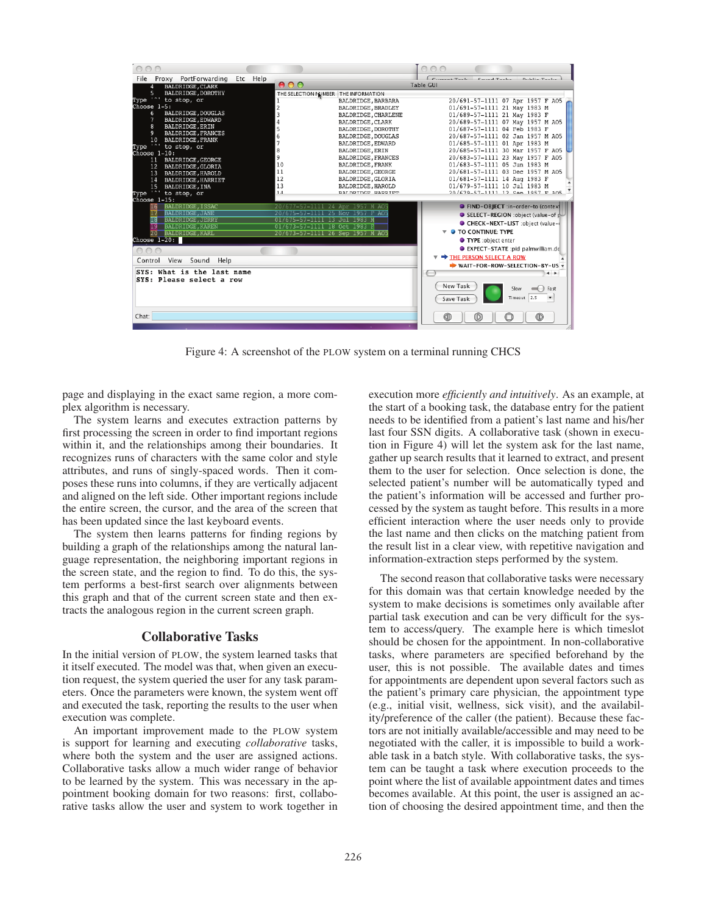Figure 4: A screenshot of the PLOW system on a terminal running CHCS

page and displaying in the exact same region, a more complex algorithm is necessary.

The system learns and executes extraction patterns by first processing the screen in order to find important regions within it, and the relationships among their boundaries. It recognizes runs of characters with the same color and style attributes, and runs of singly-spaced words. Then it composes these runs into columns, if they are vertically adjacent and aligned on the left side. Other important regions include the entire screen, the cursor, and the area of the screen that has been updated since the last keyboard events.

The system then learns patterns for finding regions by building a graph of the relationships among the natural language representation, the neighboring important regions in the screen state, and the region to find. To do this, the system performs a best-first search over alignments between this graph and that of the current screen state and then extracts the analogous region in the current screen graph.

## Collaborative Tasks

In the initial version of PLOW, the system learned tasks that it itself executed. The model was that, when given an execution request, the system queried the user for any task parameters. Once the parameters were known, the system went off and executed the task, reporting the results to the user when execution was complete.

An important improvement made to the PLOW system is support for learning and executing *collaborative* tasks, where both the system and the user are assigned actions. Collaborative tasks allow a much wider range of behavior to be learned by the system. This was necessary in the appointment booking domain for two reasons: first, collaborative tasks allow the user and system to work together in execution more *efficiently and intuitively*. As an example, at the start of a booking task, the database entry for the patient needs to be identified from a patient's last name and his/her last four SSN digits. A collaborative task (shown in execution in Figure 4) will let the system ask for the last name, gather up search results that it learned to extract, and present them to the user for selection. Once selection is done, the selected patient's number will be automatically typed and the patient's information will be accessed and further processed by the system as taught before. This results in a more efficient interaction where the user needs only to provide the last name and then clicks on the matching patient from the result list in a clear view, with repetitive navigation and information-extraction steps performed by the system.

The second reason that collaborative tasks were necessary for this domain was that certain knowledge needed by the system to make decisions is sometimes only available after partial task execution and can be very difficult for the system to access/query. The example here is which timeslot should be chosen for the appointment. In non-collaborative tasks, where parameters are specified beforehand by the user, this is not possible. The available dates and times for appointments are dependent upon several factors such as the patient's primary care physician, the appointment type (e.g., initial visit, wellness, sick visit), and the availability/preference of the caller (the patient). Because these factors are not initially available/accessible and may need to be negotiated with the caller, it is impossible to build a workable task in a batch style. With collaborative tasks, the system can be taught a task where execution proceeds to the point where the list of available appointment dates and times becomes available. At this point, the user is assigned an action of choosing the desired appointment time, and then the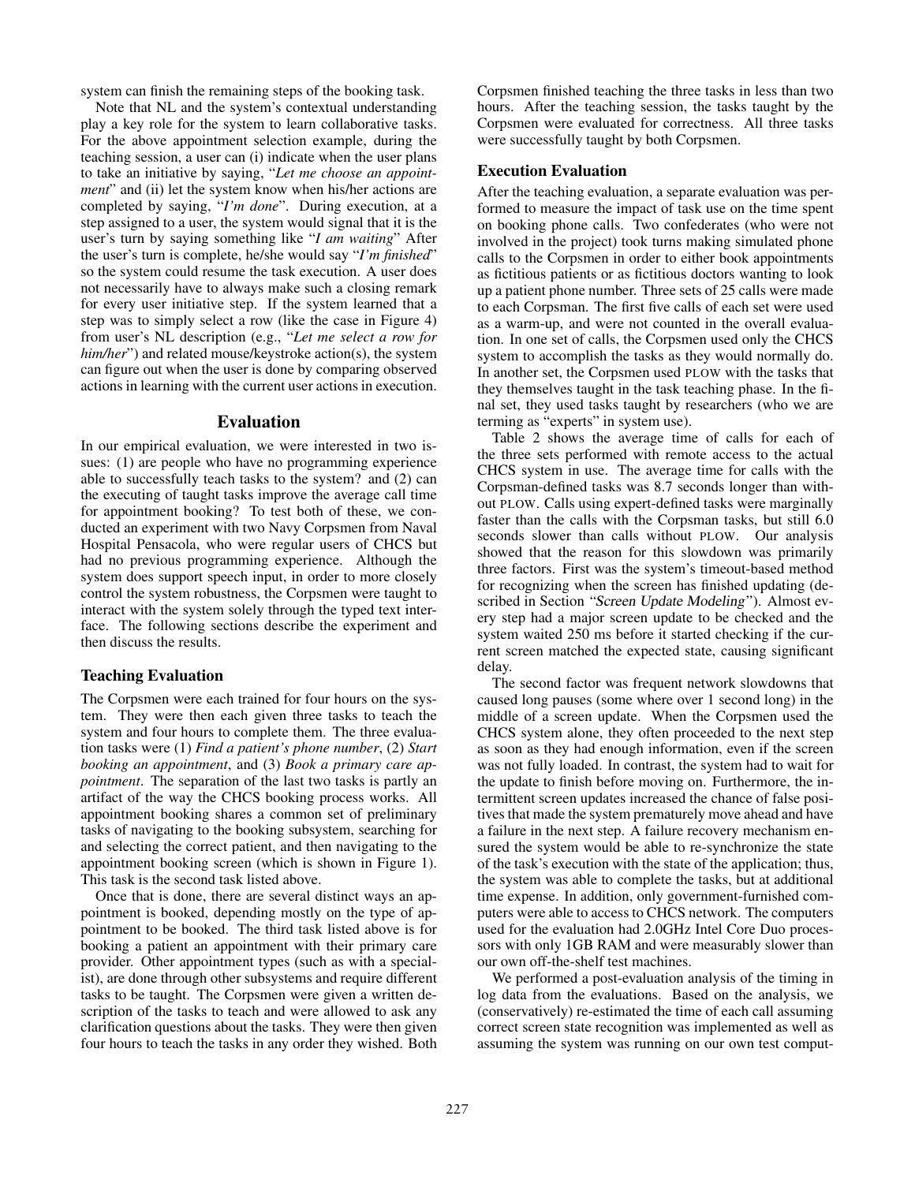system can finish the remaining steps of the booking task.

Note that NL and the system's contextual understanding play a key role for the system to learn collaborative tasks. For the above appointment selection example, during the teaching session, a user can (i) indicate when the user plans to take an initiative by saying, "*Let me choose an appointment*" and (ii) let the system know when his/her actions are completed by saying, "*I'm done*". During execution, at a step assigned to a user, the system would signal that it is the user's turn by saying something like "*I am waiting*" After the user's turn is complete, he/she would say "*I'm finished*" so the system could resume the task execution. A user does not necessarily have to always make such a closing remark for every user initiative step. If the system learned that a step was to simply select a row (like the case in Figure 4) from user's NL description (e.g., "*Let me select a row for him/her*") and related mouse/keystroke action(s), the system can figure out when the user is done by comparing observed actions in learning with the current user actions in execution.

## Evaluation

In our empirical evaluation, we were interested in two issues: (1) are people who have no programming experience able to successfully teach tasks to the system? and (2) can the executing of taught tasks improve the average call time for appointment booking? To test both of these, we conducted an experiment with two Navy Corpsmen from Naval Hospital Pensacola, who were regular users of CHCS but had no previous programming experience. Although the system does support speech input, in order to more closely control the system robustness, the Corpsmen were taught to interact with the system solely through the typed text interface. The following sections describe the experiment and then discuss the results.

### Teaching Evaluation

The Corpsmen were each trained for four hours on the system. They were then each given three tasks to teach the system and four hours to complete them. The three evaluation tasks were (1) *Find a patient's phone number*, (2) *Start booking an appointment*, and (3) *Book a primary care appointment*. The separation of the last two tasks is partly an artifact of the way the CHCS booking process works. All appointment booking shares a common set of preliminary tasks of navigating to the booking subsystem, searching for and selecting the correct patient, and then navigating to the appointment booking screen (which is shown in Figure 1). This task is the second task listed above.

Once that is done, there are several distinct ways an appointment is booked, depending mostly on the type of appointment to be booked. The third task listed above is for booking a patient an appointment with their primary care provider. Other appointment types (such as with a specialist), are done through other subsystems and require different tasks to be taught. The Corpsmen were given a written description of the tasks to teach and were allowed to ask any clarification questions about the tasks. They were then given four hours to teach the tasks in any order they wished. Both Corpsmen finished teaching the three tasks in less than two hours. After the teaching session, the tasks taught by the Corpsmen were evaluated for correctness. All three tasks were successfully taught by both Corpsmen.

### Execution Evaluation

After the teaching evaluation, a separate evaluation was performed to measure the impact of task use on the time spent on booking phone calls. Two confederates (who were not involved in the project) took turns making simulated phone calls to the Corpsmen in order to either book appointments as fictitious patients or as fictitious doctors wanting to look up a patient phone number. Three sets of 25 calls were made to each Corpsman. The first five calls of each set were used as a warm-up, and were not counted in the overall evaluation. In one set of calls, the Corpsmen used only the CHCS system to accomplish the tasks as they would normally do. In another set, the Corpsmen used PLOW with the tasks that they themselves taught in the task teaching phase. In the final set, they used tasks taught by researchers (who we are terming as "experts" in system use).

Table 2 shows the average time of calls for each of the three sets performed with remote access to the actual CHCS system in use. The average time for calls with the Corpsman-defined tasks was 8.7 seconds longer than without PLOW. Calls using expert-defined tasks were marginally faster than the calls with the Corpsman tasks, but still 6.0 seconds slower than calls without PLOW. Our analysis showed that the reason for this slowdown was primarily three factors. First was the system's timeout-based method for recognizing when the screen has finished updating (described in Section "Screen Update Modeling"). Almost every step had a major screen update to be checked and the system waited 250 ms before it started checking if the current screen matched the expected state, causing significant delay.

The second factor was frequent network slowdowns that caused long pauses (some where over 1 second long) in the middle of a screen update. When the Corpsmen used the CHCS system alone, they often proceeded to the next step as soon as they had enough information, even if the screen was not fully loaded. In contrast, the system had to wait for the update to finish before moving on. Furthermore, the intermittent screen updates increased the chance of false positives that made the system prematurely move ahead and have a failure in the next step. A failure recovery mechanism ensured the system would be able to re-synchronize the state of the task's execution with the state of the application; thus, the system was able to complete the tasks, but at additional time expense. In addition, only government-furnished computers were able to access to CHCS network. The computers used for the evaluation had 2.0GHz Intel Core Duo processors with only 1GB RAM and were measurably slower than our own off-the-shelf test machines.

We performed a post-evaluation analysis of the timing in log data from the evaluations. Based on the analysis, we (conservatively) re-estimated the time of each call assuming correct screen state recognition was implemented as well as assuming the system was running on our own test comput-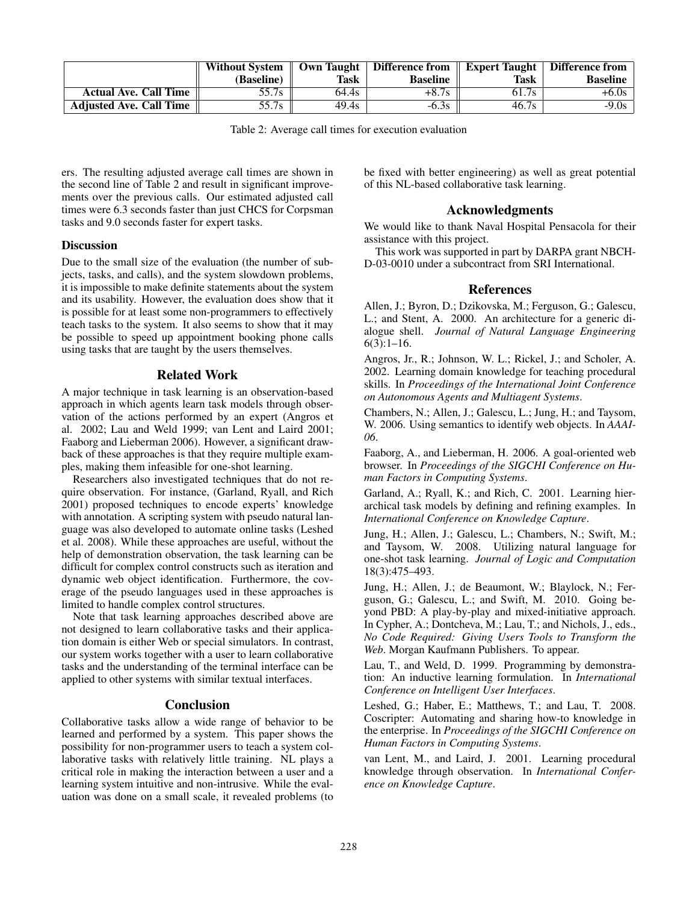| | Without System (Baseline) | Own Taught Task | Difference from Baseline | Expert Taught Task | Difference from Baseline |
|---|---|---|---|---|---|
| **Actual Ave. Call Time** | 55.7s | 64.4s | +8.7s | 61.7s | +6.0s |
| **Adjusted Ave. Call Time** | 55.7s | 49.4s | -6.3s | 46.7s | -9.0s |

Table 2: Average call times for execution evaluation

ers. The resulting adjusted average call times are shown in the second line of Table 2 and result in significant improvements over the previous calls. Our estimated adjusted call times were 6.3 seconds faster than just CHCS for Corpsman tasks and 9.0 seconds faster for expert tasks.

### Discussion

Due to the small size of the evaluation (the number of subjects, tasks, and calls), and the system slowdown problems, it is impossible to make definite statements about the system and its usability. However, the evaluation does show that it is possible for at least some non-programmers to effectively teach tasks to the system. It also seems to show that it may be possible to speed up appointment booking phone calls using tasks that are taught by the users themselves.

## Related Work

A major technique in task learning is an observation-based approach in which agents learn task models through observation of the actions performed by an expert (Angros et al. 2002; Lau and Weld 1999; van Lent and Laird 2001; Faaborg and Lieberman 2006). However, a significant drawback of these approaches is that they require multiple examples, making them infeasible for one-shot learning.

Researchers also investigated techniques that do not require observation. For instance, (Garland, Ryall, and Rich 2001) proposed techniques to encode experts' knowledge with annotation. A scripting system with pseudo natural language was also developed to automate online tasks (Leshed et al. 2008). While these approaches are useful, without the help of demonstration observation, the task learning can be difficult for complex control constructs such as iteration and dynamic web object identification. Furthermore, the coverage of the pseudo languages used in these approaches is limited to handle complex control structures.

Note that task learning approaches described above are not designed to learn collaborative tasks and their application domain is either Web or special simulators. In contrast, our system works together with a user to learn collaborative tasks and the understanding of the terminal interface can be applied to other systems with similar textual interfaces.

## Conclusion

Collaborative tasks allow a wide range of behavior to be learned and performed by a system. This paper shows the possibility for non-programmer users to teach a system collaborative tasks with relatively little training. NL plays a critical role in making the interaction between a user and a learning system intuitive and non-intrusive. While the evaluation was done on a small scale, it revealed problems (to be fixed with better engineering) as well as great potential of this NL-based collaborative task learning.

## Acknowledgments

We would like to thank Naval Hospital Pensacola for their assistance with this project.

This work was supported in part by DARPA grant NBCH-D-03-0010 under a subcontract from SRI International.

## References

Allen, J.; Byron, D.; Dzikovska, M.; Ferguson, G.; Galescu, L.; and Stent, A. 2000. An architecture for a generic dialogue shell. *Journal of Natural Language Engineering* 6(3):1–16.

Angros, Jr., R.; Johnson, W. L.; Rickel, J.; and Scholer, A. 2002. Learning domain knowledge for teaching procedural skills. In *Proceedings of the International Joint Conference on Autonomous Agents and Multiagent Systems*.

Chambers, N.; Allen, J.; Galescu, L.; Jung, H.; and Taysom, W. 2006. Using semantics to identify web objects. In *AAAI-06*.

Faaborg, A., and Lieberman, H. 2006. A goal-oriented web browser. In *Proceedings of the SIGCHI Conference on Human Factors in Computing Systems*.

Garland, A.; Ryall, K.; and Rich, C. 2001. Learning hierarchical task models by defining and refining examples. In *International Conference on Knowledge Capture*.

Jung, H.; Allen, J.; Galescu, L.; Chambers, N.; Swift, M.; and Taysom, W. 2008. Utilizing natural language for one-shot task learning. *Journal of Logic and Computation* 18(3):475–493.

Jung, H.; Allen, J.; de Beaumont, W.; Blaylock, N.; Ferguson, G.; Galescu, L.; and Swift, M. 2010. Going beyond PBD: A play-by-play and mixed-initiative approach. In Cypher, A.; Dontcheva, M.; Lau, T.; and Nichols, J., eds., *No Code Required: Giving Users Tools to Transform the Web*. Morgan Kaufmann Publishers. To appear.

Lau, T., and Weld, D. 1999. Programming by demonstration: An inductive learning formulation. In *International Conference on Intelligent User Interfaces*.

Leshed, G.; Haber, E.; Matthews, T.; and Lau, T. 2008. Coscripter: Automating and sharing how-to knowledge in the enterprise. In *Proceedings of the SIGCHI Conference on Human Factors in Computing Systems*.

van Lent, M., and Laird, J. 2001. Learning procedural knowledge through observation. In *International Conference on Knowledge Capture*.